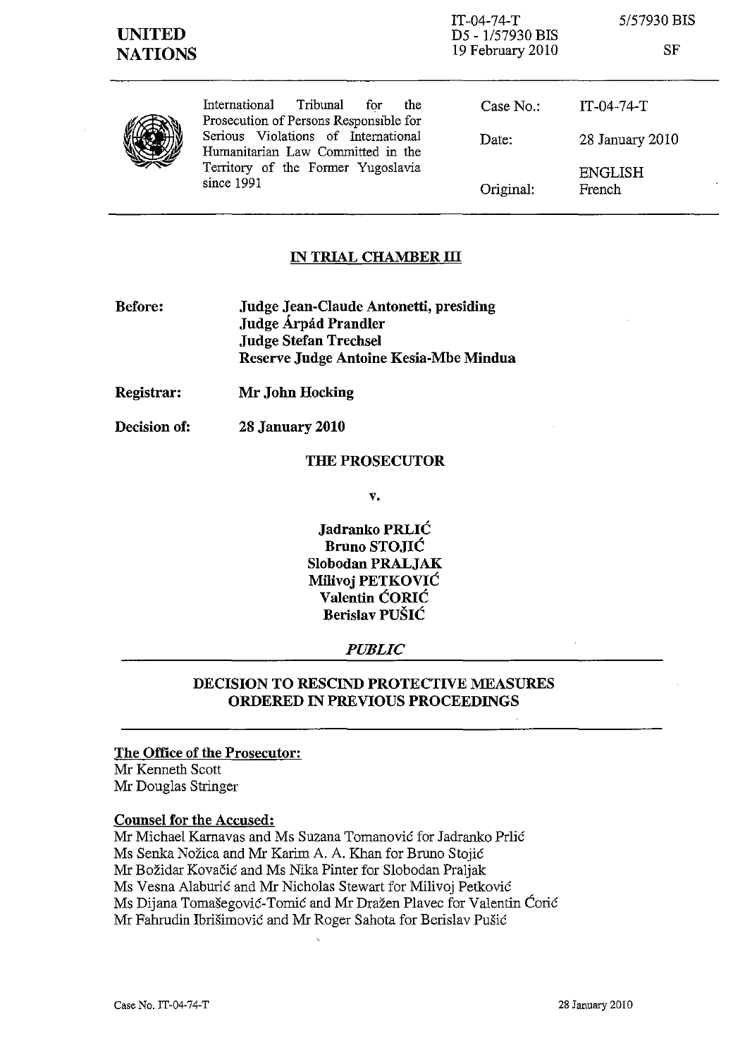**UNITED NATIONS**

IT-04-74-T
D5 - 1/57930 BIS
19 February 2010

5/57930 BIS

SF

International Tribunal for the Prosecution of Persons Responsible for Serious Violations of International Humanitarian Law Committed in the Territory of the Former Yugoslavia since 1991

| | |
|---|---|
| Case No.: | IT-04-74-T |
| Date: | 28 January 2010 |
| Original: | ENGLISH French |

**IN TRIAL CHAMBER III**

**Before:** **Judge Jean-Claude Antonetti, presiding**
**Judge Árpád Prandler**
**Judge Stefan Trechsel**
**Reserve Judge Antoine Kesia-Mbe Mindua**

**Registrar:** **Mr John Hocking**

**Decision of:** **28 January 2010**

**THE PROSECUTOR**

**v.**

**Jadranko PRLIĆ**
**Bruno STOJIĆ**
**Slobodan PRALJAK**
**Milivoj PETKOVIĆ**
**Valentin ĆORIĆ**
**Berislav PUŠIĆ**

***PUBLIC***

**DECISION TO RESCIND PROTECTIVE MEASURES ORDERED IN PREVIOUS PROCEEDINGS**

**The Office of the Prosecutor:**
Mr Kenneth Scott
Mr Douglas Stringer

**Counsel for the Accused:**
Mr Michael Karnavas and Ms Suzana Tomanović for Jadranko Prlić
Ms Senka Nožica and Mr Karim A. A. Khan for Bruno Stojić
Mr Božidar Kovačić and Ms Nika Pinter for Slobodan Praljak
Ms Vesna Alaburić and Mr Nicholas Stewart for Milivoj Petković
Ms Dijana Tomašegović-Tomić and Mr Dražen Plavec for Valentin Ćorić
Mr Fahrudin Ibrišimović and Mr Roger Sahota for Berislav Pušić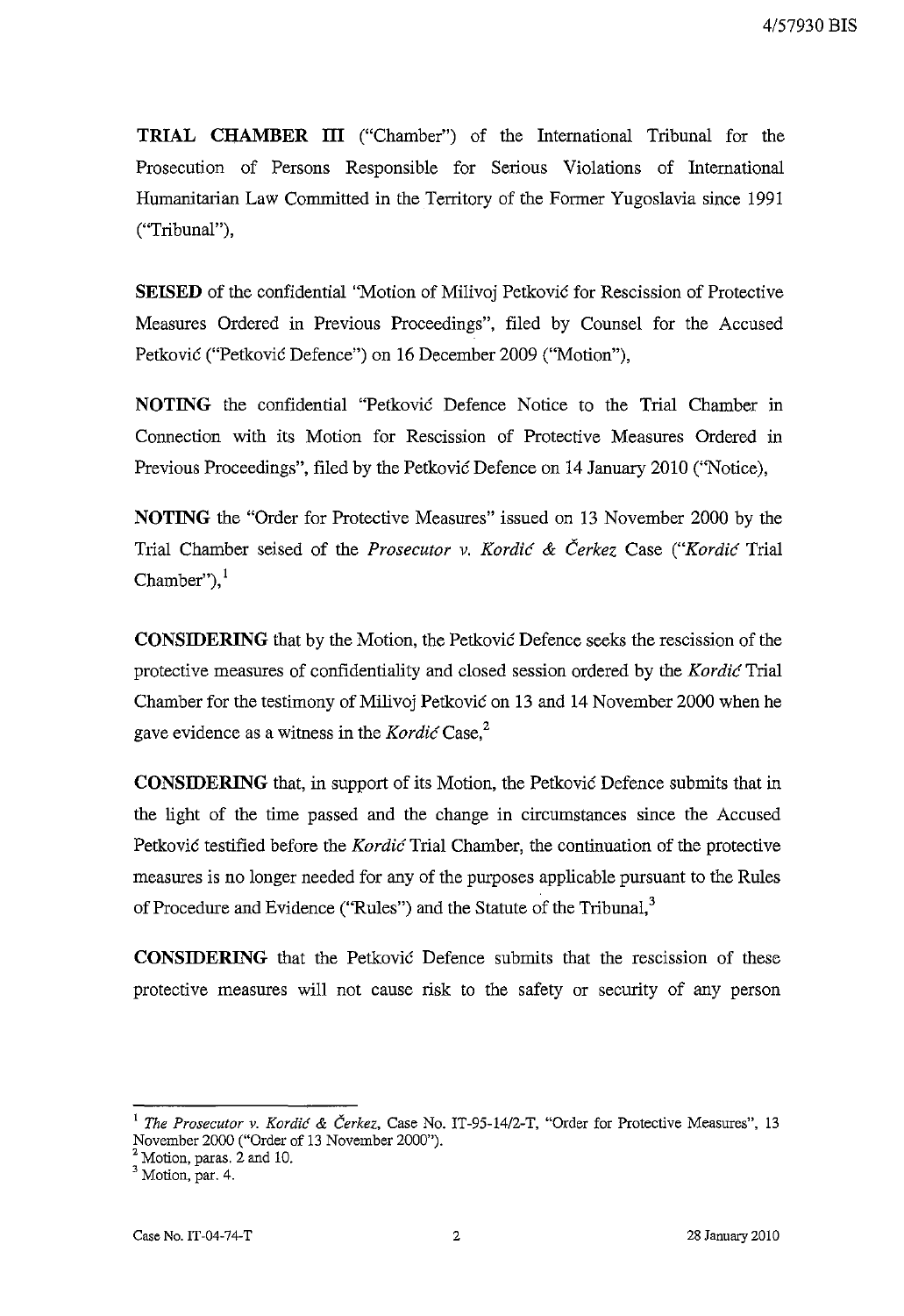**TRIAL CHAMBER III** ("Chamber") of the International Tribunal for the Prosecution of Persons Responsible for Serious Violations of International Humanitarian Law Committed in the Territory of the Former Yugoslavia since 1991 ("Tribunal"),

**SEISED** of the confidential "Motion of Milivoj Petković for Rescission of Protective Measures Ordered in Previous Proceedings", filed by Counsel for the Accused Petković ("Petković Defence") on 16 December 2009 ("Motion"),

**NOTING** the confidential "Petković Defence Notice to the Trial Chamber in Connection with its Motion for Rescission of Protective Measures Ordered in Previous Proceedings", filed by the Petković Defence on 14 January 2010 ("Notice),

**NOTING** the "Order for Protective Measures" issued on 13 November 2000 by the Trial Chamber seised of the *Prosecutor v. Kordić & Čerkez* Case ("*Kordić* Trial Chamber"),[1]

**CONSIDERING** that by the Motion, the Petković Defence seeks the rescission of the protective measures of confidentiality and closed session ordered by the *Kordić* Trial Chamber for the testimony of Milivoj Petković on 13 and 14 November 2000 when he gave evidence as a witness in the *Kordić* Case,[2]

**CONSIDERING** that, in support of its Motion, the Petković Defence submits that in the light of the time passed and the change in circumstances since the Accused Petković testified before the *Kordić* Trial Chamber, the continuation of the protective measures is no longer needed for any of the purposes applicable pursuant to the Rules of Procedure and Evidence ("Rules") and the Statute of the Tribunal,[3]

**CONSIDERING** that the Petković Defence submits that the rescission of these protective measures will not cause risk to the safety or security of any person

---

[1] *The Prosecutor v. Kordić & Čerkez*, Case No. IT-95-14/2-T, "Order for Protective Measures", 13 November 2000 ("Order of 13 November 2000").

[2] Motion, paras. 2 and 10.

[3] Motion, par. 4.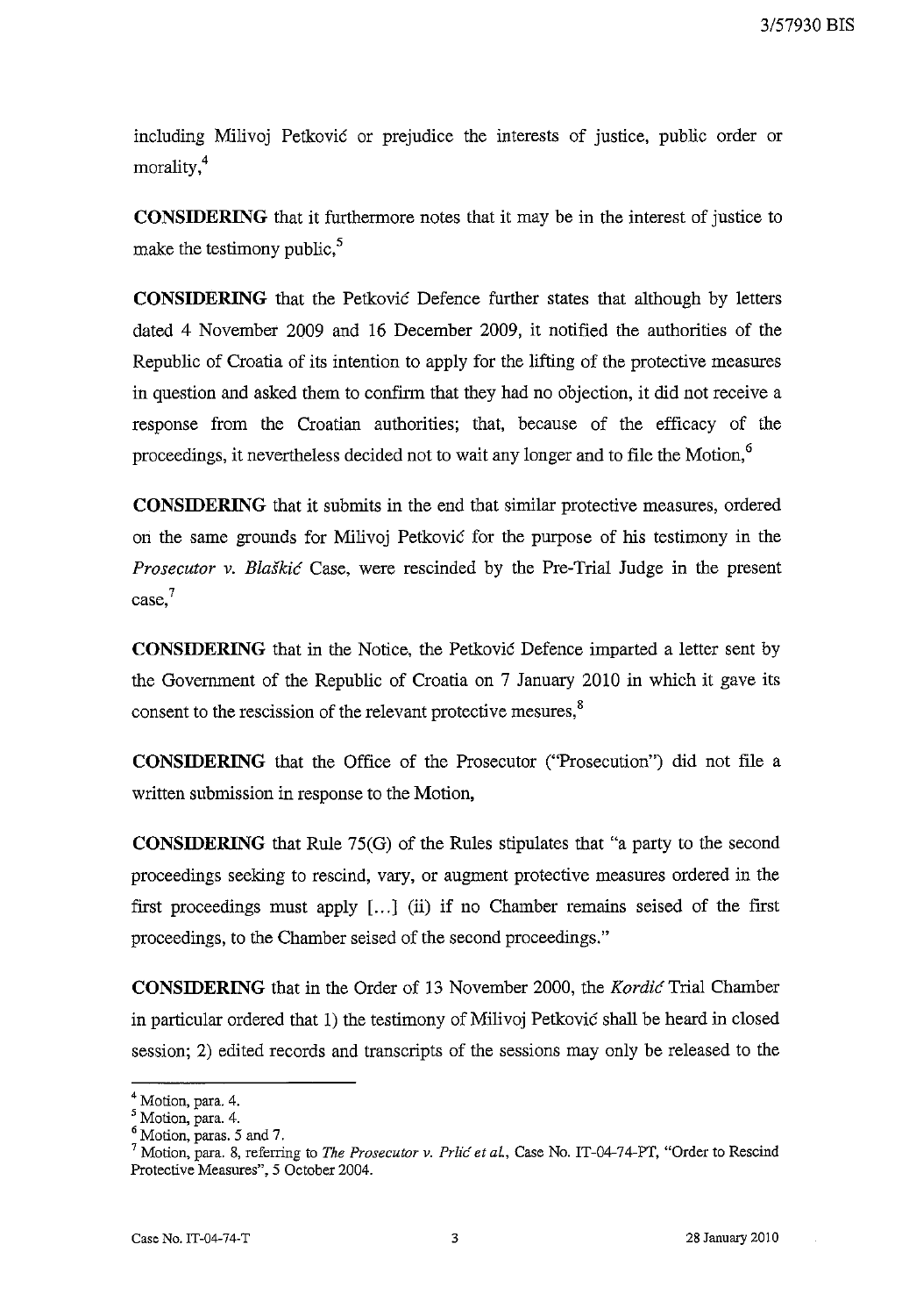including Milivoj Petković or prejudice the interests of justice, public order or morality,[4]

**CONSIDERING** that it furthermore notes that it may be in the interest of justice to make the testimony public,[5]

**CONSIDERING** that the Petković Defence further states that although by letters dated 4 November 2009 and 16 December 2009, it notified the authorities of the Republic of Croatia of its intention to apply for the lifting of the protective measures in question and asked them to confirm that they had no objection, it did not receive a response from the Croatian authorities; that, because of the efficacy of the proceedings, it nevertheless decided not to wait any longer and to file the Motion,[6]

**CONSIDERING** that it submits in the end that similar protective measures, ordered on the same grounds for Milivoj Petković for the purpose of his testimony in the *Prosecutor v. Blaškić* Case, were rescinded by the Pre-Trial Judge in the present case,[7]

**CONSIDERING** that in the Notice, the Petković Defence imparted a letter sent by the Government of the Republic of Croatia on 7 January 2010 in which it gave its consent to the rescission of the relevant protective mesures,[8]

**CONSIDERING** that the Office of the Prosecutor ("Prosecution") did not file a written submission in response to the Motion,

**CONSIDERING** that Rule 75(G) of the Rules stipulates that "a party to the second proceedings seeking to rescind, vary, or augment protective measures ordered in the first proceedings must apply [...] (ii) if no Chamber remains seised of the first proceedings, to the Chamber seised of the second proceedings."

**CONSIDERING** that in the Order of 13 November 2000, the *Kordić* Trial Chamber in particular ordered that 1) the testimony of Milivoj Petković shall be heard in closed session; 2) edited records and transcripts of the sessions may only be released to the

---

[4] Motion, para. 4.

[5] Motion, para. 4.

[6] Motion, paras. 5 and 7.

[7] Motion, para. 8, referring to *The Prosecutor v. Prlić et al.*, Case No. IT-04-74-PT, "Order to Rescind Protective Measures", 5 October 2004.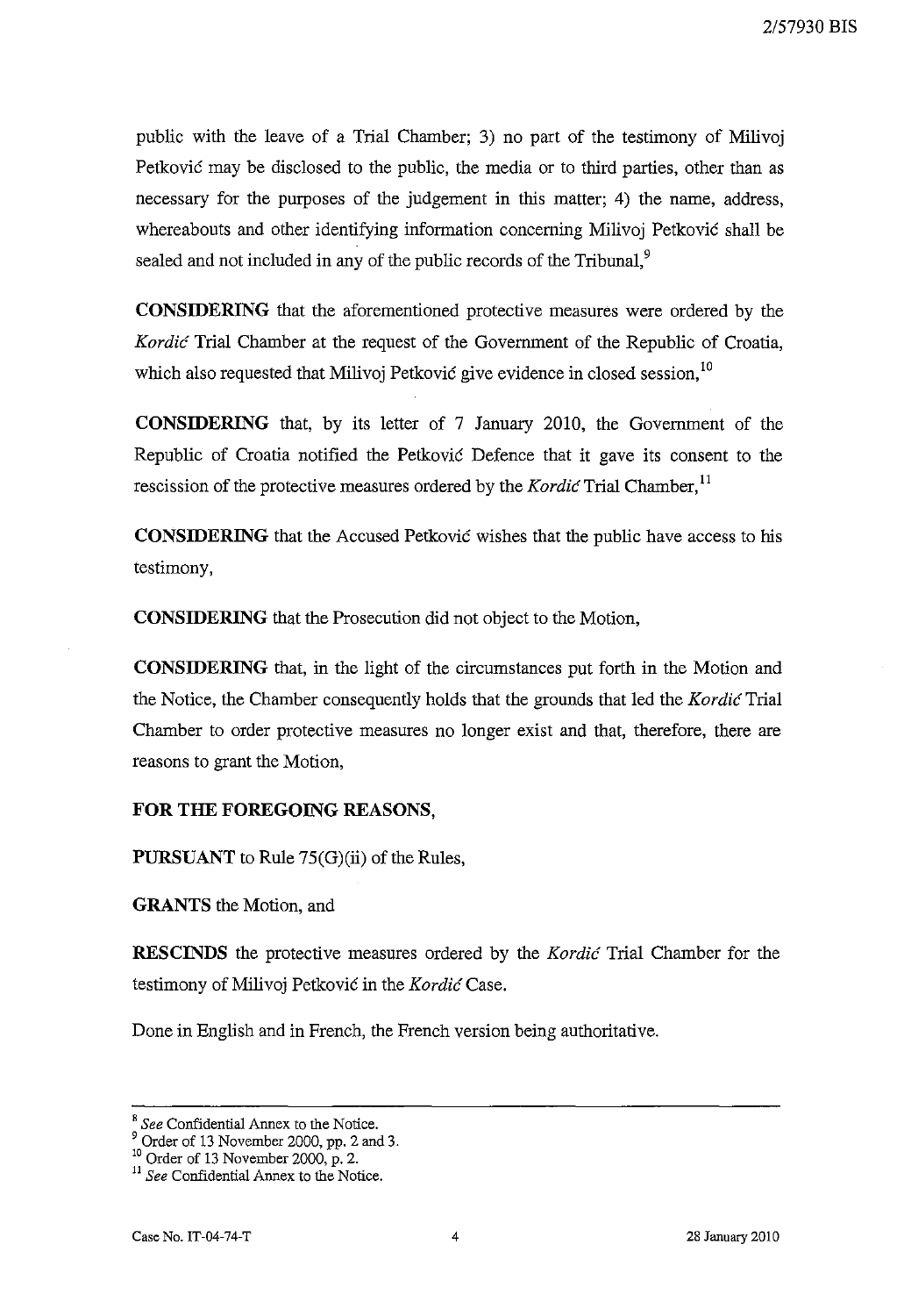public with the leave of a Trial Chamber; 3) no part of the testimony of Milivoj Petković may be disclosed to the public, the media or to third parties, other than as necessary for the purposes of the judgement in this matter; 4) the name, address, whereabouts and other identifying information concerning Milivoj Petković shall be sealed and not included in any of the public records of the Tribunal,[9]

**CONSIDERING** that the aforementioned protective measures were ordered by the *Kordić* Trial Chamber at the request of the Government of the Republic of Croatia, which also requested that Milivoj Petković give evidence in closed session,[10]

**CONSIDERING** that, by its letter of 7 January 2010, the Government of the Republic of Croatia notified the Petković Defence that it gave its consent to the rescission of the protective measures ordered by the *Kordić* Trial Chamber,[11]

**CONSIDERING** that the Accused Petković wishes that the public have access to his testimony,

**CONSIDERING** that the Prosecution did not object to the Motion,

**CONSIDERING** that, in the light of the circumstances put forth in the Motion and the Notice, the Chamber consequently holds that the grounds that led the *Kordić* Trial Chamber to order protective measures no longer exist and that, therefore, there are reasons to grant the Motion,

**FOR THE FOREGOING REASONS,**

**PURSUANT** to Rule 75(G)(ii) of the Rules,

**GRANTS** the Motion, and

**RESCINDS** the protective measures ordered by the *Kordić* Trial Chamber for the testimony of Milivoj Petković in the *Kordić* Case.

Done in English and in French, the French version being authoritative.

---

[8] *See* Confidential Annex to the Notice.

[9] Order of 13 November 2000, pp. 2 and 3.

[10] Order of 13 November 2000, p. 2.

[11] *See* Confidential Annex to the Notice.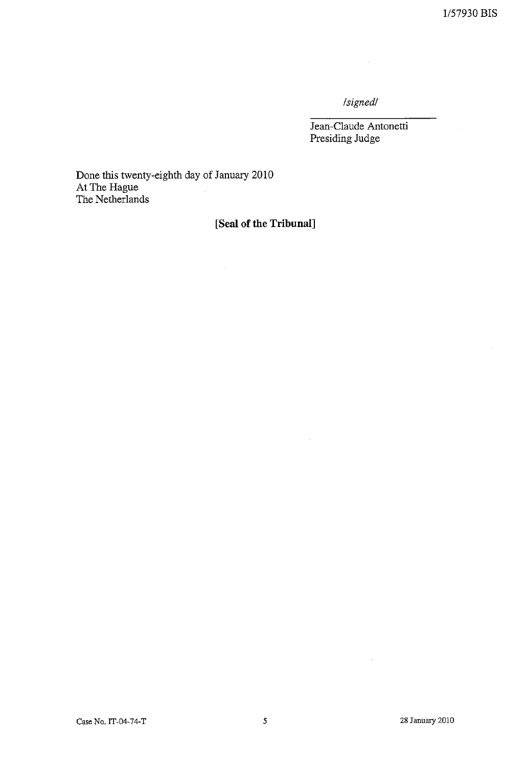*/signed/*

Jean-Claude Antonetti
Presiding Judge

Done this twenty-eighth day of January 2010
At The Hague
The Netherlands

**[Seal of the Tribunal]**